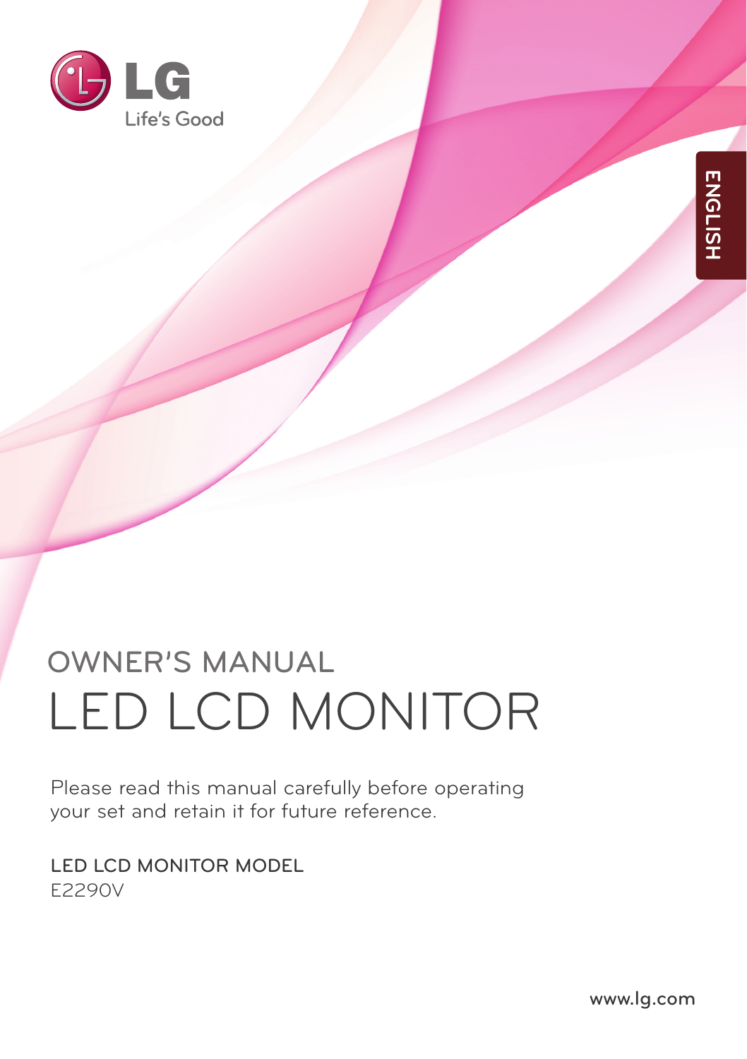LG

Life's Good

ENGLISH

# OWNER'S MANUAL

# LED LCD MONITOR

Please read this manual carefully before operating your set and retain it for future reference.

LED LCD MONITOR MODEL

E2290V

www.lg.com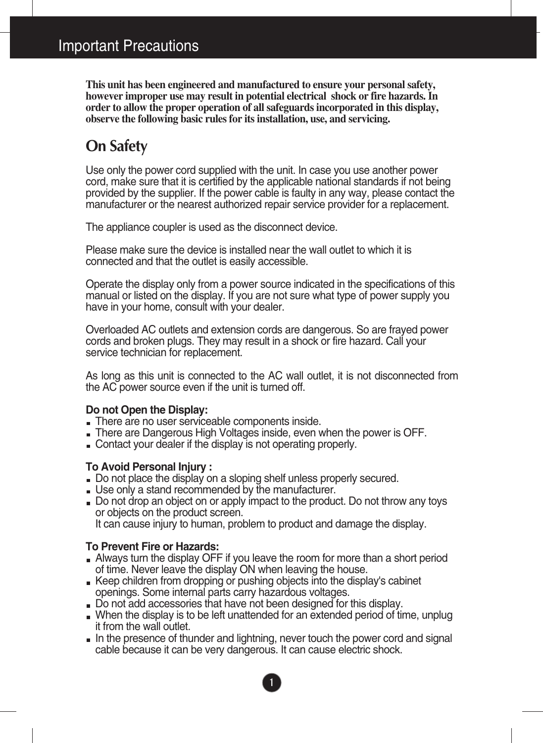# Important Precautions

**This unit has been engineered and manufactured to ensure your personal safety, however improper use may result in potential electrical shock or fire hazards. In order to allow the proper operation of all safeguards incorporated in this display, observe the following basic rules for its installation, use, and servicing.**

## On Safety

Use only the power cord supplied with the unit. In case you use another power cord, make sure that it is certified by the applicable national standards if not being provided by the supplier. If the power cable is faulty in any way, please contact the manufacturer or the nearest authorized repair service provider for a replacement.

The appliance coupler is used as the disconnect device.

Please make sure the device is installed near the wall outlet to which it is connected and that the outlet is easily accessible.

Operate the display only from a power source indicated in the specifications of this manual or listed on the display. If you are not sure what type of power supply you have in your home, consult with your dealer.

Overloaded AC outlets and extension cords are dangerous. So are frayed power cords and broken plugs. They may result in a shock or fire hazard. Call your service technician for replacement.

As long as this unit is connected to the AC wall outlet, it is not disconnected from the AC power source even if the unit is turned off.

**Do not Open the Display:**

- There are no user serviceable components inside.
- There are Dangerous High Voltages inside, even when the power is OFF.
- Contact your dealer if the display is not operating properly.

**To Avoid Personal Injury :**

- Do not place the display on a sloping shelf unless properly secured.
- Use only a stand recommended by the manufacturer.
- Do not drop an object on or apply impact to the product. Do not throw any toys or objects on the product screen.
  It can cause injury to human, problem to product and damage the display.

**To Prevent Fire or Hazards:**

- Always turn the display OFF if you leave the room for more than a short period of time. Never leave the display ON when leaving the house.
- Keep children from dropping or pushing objects into the display's cabinet openings. Some internal parts carry hazardous voltages.
- Do not add accessories that have not been designed for this display.
- When the display is to be left unattended for an extended period of time, unplug it from the wall outlet.
- In the presence of thunder and lightning, never touch the power cord and signal cable because it can be very dangerous. It can cause electric shock.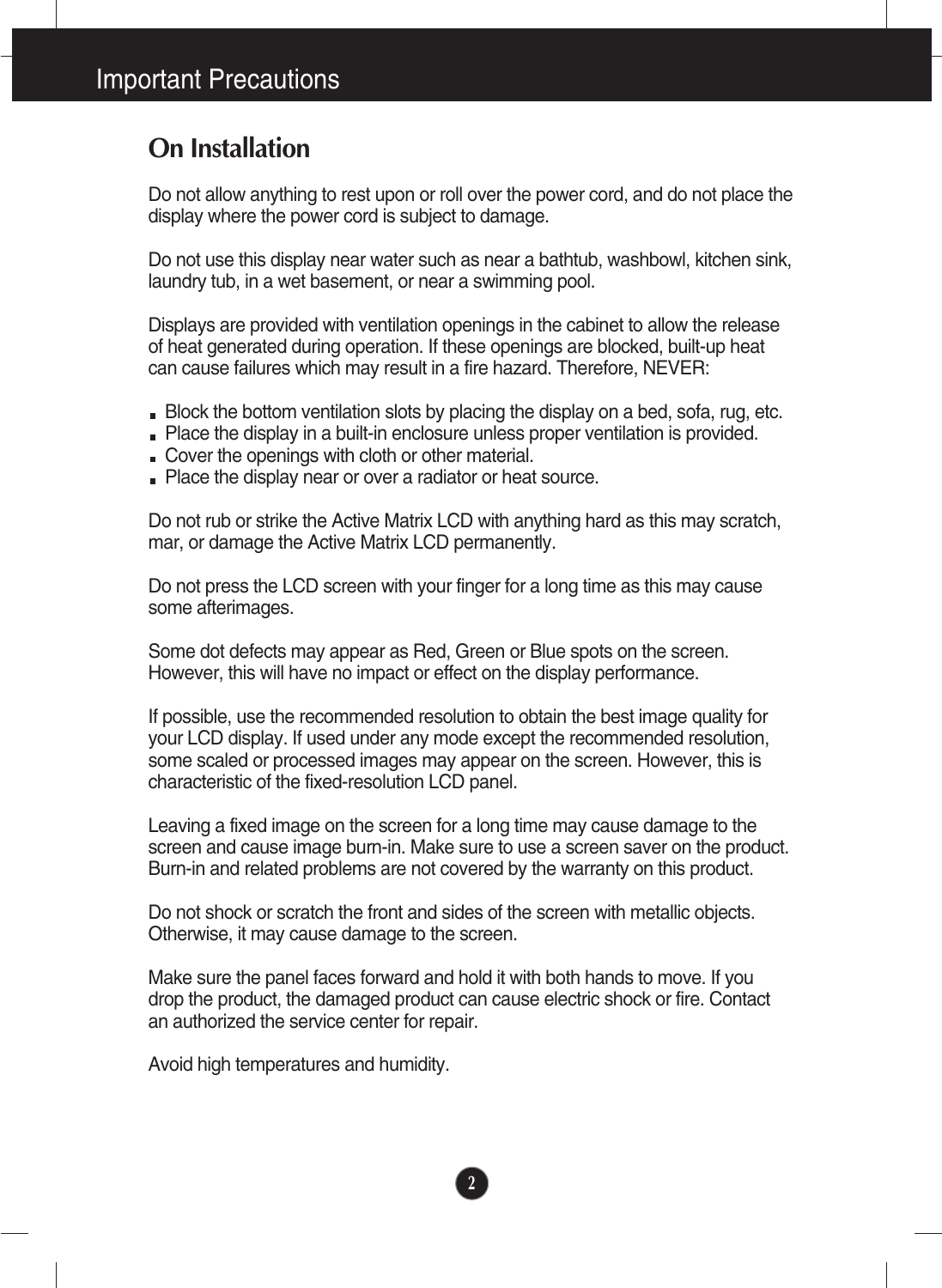# Important Precautions

## On Installation

Do not allow anything to rest upon or roll over the power cord, and do not place the display where the power cord is subject to damage.

Do not use this display near water such as near a bathtub, washbowl, kitchen sink, laundry tub, in a wet basement, or near a swimming pool.

Displays are provided with ventilation openings in the cabinet to allow the release of heat generated during operation. If these openings are blocked, built-up heat can cause failures which may result in a fire hazard. Therefore, NEVER:

- Block the bottom ventilation slots by placing the display on a bed, sofa, rug, etc.
- Place the display in a built-in enclosure unless proper ventilation is provided.
- Cover the openings with cloth or other material.
- Place the display near or over a radiator or heat source.

Do not rub or strike the Active Matrix LCD with anything hard as this may scratch, mar, or damage the Active Matrix LCD permanently.

Do not press the LCD screen with your finger for a long time as this may cause some afterimages.

Some dot defects may appear as Red, Green or Blue spots on the screen. However, this will have no impact or effect on the display performance.

If possible, use the recommended resolution to obtain the best image quality for your LCD display. If used under any mode except the recommended resolution, some scaled or processed images may appear on the screen. However, this is characteristic of the fixed-resolution LCD panel.

Leaving a fixed image on the screen for a long time may cause damage to the screen and cause image burn-in. Make sure to use a screen saver on the product. Burn-in and related problems are not covered by the warranty on this product.

Do not shock or scratch the front and sides of the screen with metallic objects. Otherwise, it may cause damage to the screen.

Make sure the panel faces forward and hold it with both hands to move. If you drop the product, the damaged product can cause electric shock or fire. Contact an authorized the service center for repair.

Avoid high temperatures and humidity.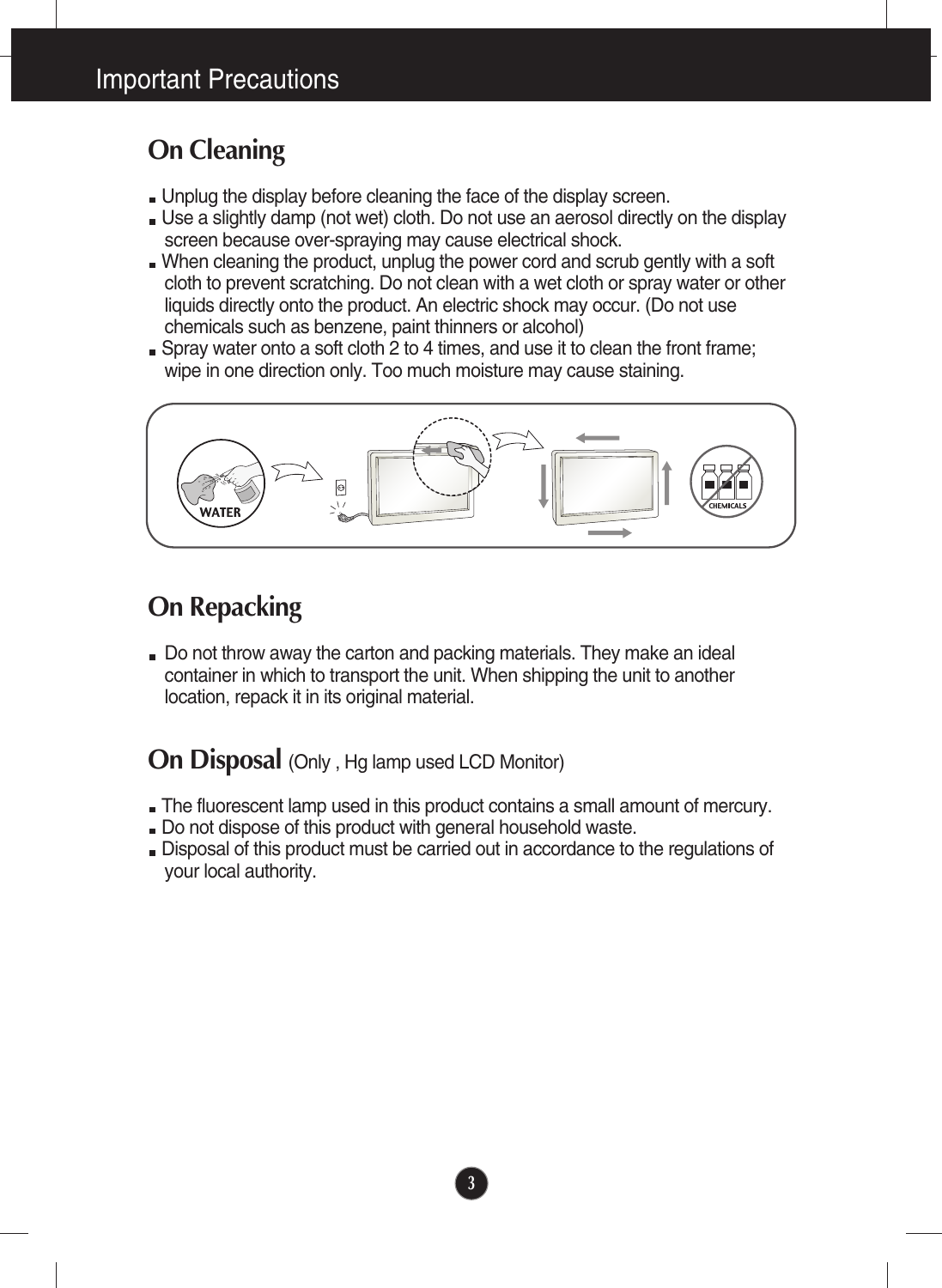# Important Precautions

## On Cleaning

- Unplug the display before cleaning the face of the display screen.
- Use a slightly damp (not wet) cloth. Do not use an aerosol directly on the display screen because over-spraying may cause electrical shock.
- When cleaning the product, unplug the power cord and scrub gently with a soft cloth to prevent scratching. Do not clean with a wet cloth or spray water or other liquids directly onto the product. An electric shock may occur. (Do not use chemicals such as benzene, paint thinners or alcohol)
- Spray water onto a soft cloth 2 to 4 times, and use it to clean the front frame; wipe in one direction only. Too much moisture may cause staining.

## On Repacking

- Do not throw away the carton and packing materials. They make an ideal container in which to transport the unit. When shipping the unit to another location, repack it in its original material.

## On Disposal (Only , Hg lamp used LCD Monitor)

- The fluorescent lamp used in this product contains a small amount of mercury.
- Do not dispose of this product with general household waste.
- Disposal of this product must be carried out in accordance to the regulations of your local authority.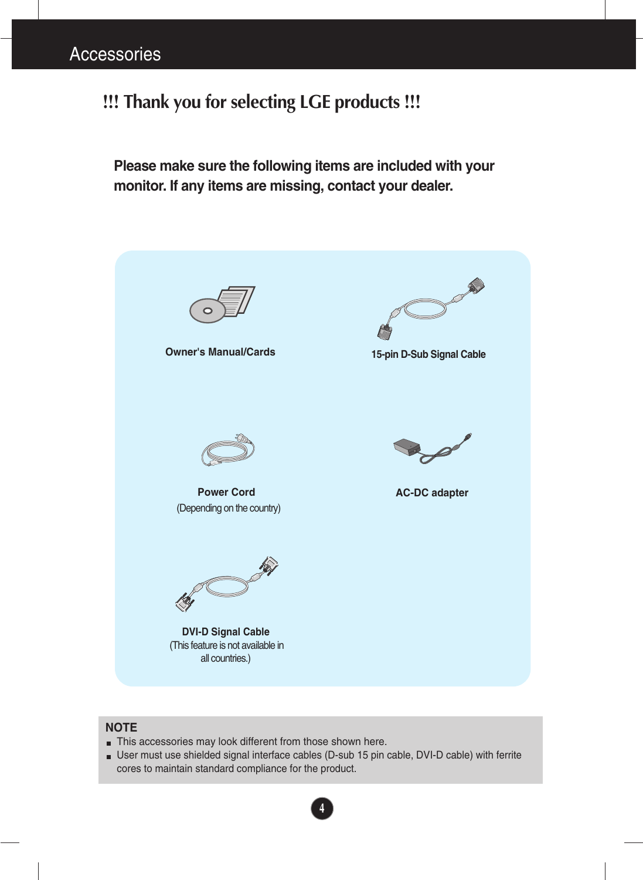# Accessories

## !!! Thank you for selecting LGE products !!!

**Please make sure the following items are included with your monitor. If any items are missing, contact your dealer.**

**Owner's Manual/Cards**

**15-pin D-Sub Signal Cable**

**Power Cord**
(Depending on the country)

**AC-DC adapter**

**DVI-D Signal Cable**
(This feature is not available in all countries.)

**NOTE**

- This accessories may look different from those shown here.
- User must use shielded signal interface cables (D-sub 15 pin cable, DVI-D cable) with ferrite cores to maintain standard compliance for the product.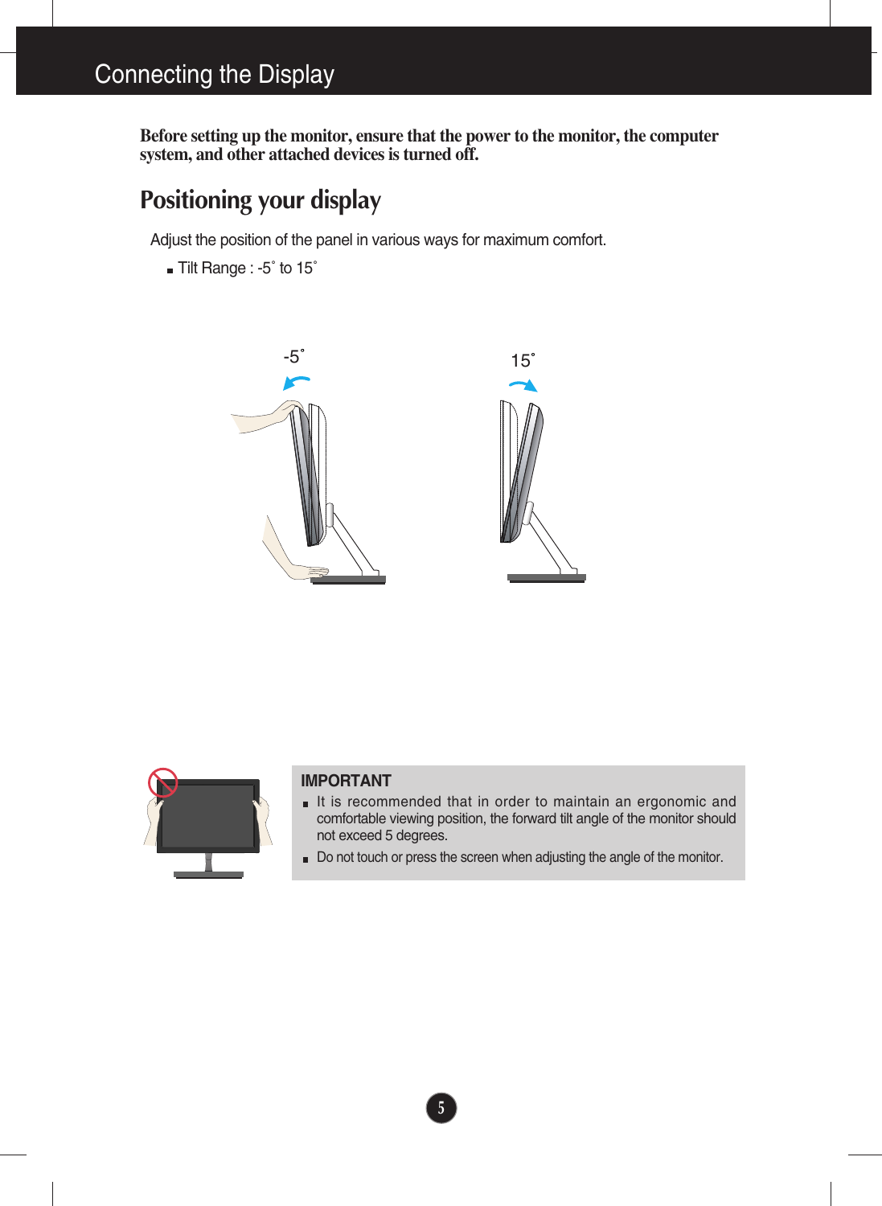# Connecting the Display

**Before setting up the monitor, ensure that the power to the monitor, the computer system, and other attached devices is turned off.**

## Positioning your display

Adjust the position of the panel in various ways for maximum comfort.

- Tilt Range : -5˚ to 15˚

-5˚

15˚

**IMPORTANT**

- It is recommended that in order to maintain an ergonomic and comfortable viewing position, the forward tilt angle of the monitor should not exceed 5 degrees.
- Do not touch or press the screen when adjusting the angle of the monitor.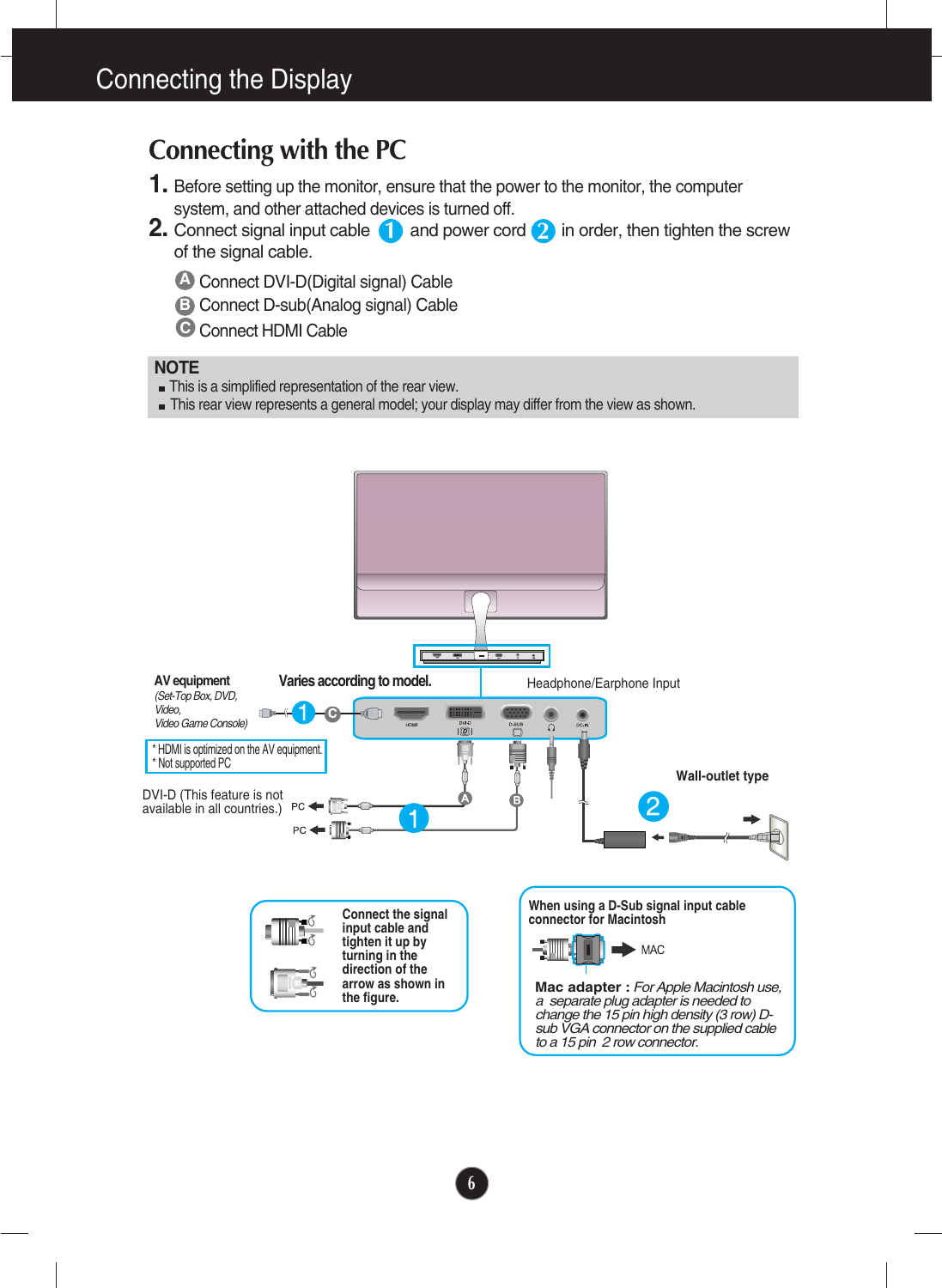# Connecting the Display

## Connecting with the PC

1. Before setting up the monitor, ensure that the power to the monitor, the computer system, and other attached devices is turned off.
2. Connect signal input cable **1** and power cord **2** in order, then tighten the screw of the signal cable.

   - **A** Connect DVI-D(Digital signal) Cable
   - **B** Connect D-sub(Analog signal) Cable
   - **C** Connect HDMI Cable

**NOTE**
- This is a simplified representation of the rear view.
- This rear view represents a general model; your display may differ from the view as shown.

**AV equipment**
*(Set-Top Box, DVD, Video, Video Game Console)*

**Varies according to model.**

Headphone/Earphone Input

* HDMI is optimized on the AV equipment.
* Not supported PC

DVI-D (This feature is not available in all countries.)

PC

PC

**Wall-outlet type**

**Connect the signal input cable and tighten it up by turning in the direction of the arrow as shown in the figure.**

**When using a D-Sub signal input cable connector for Macintosh**

MAC

**Mac adapter :** *For Apple Macintosh use, a separate plug adapter is needed to change the 15 pin high density (3 row) D-sub VGA connector on the supplied cable to a 15 pin 2 row connector.*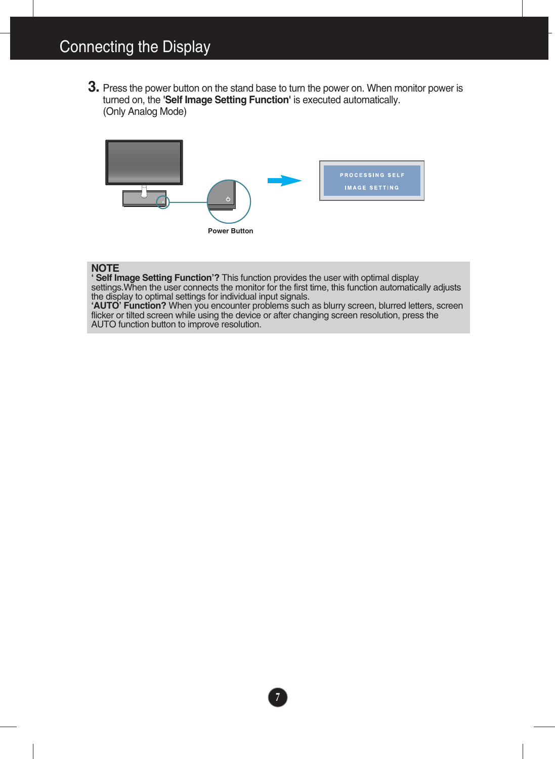# Connecting the Display

3. Press the power button on the stand base to turn the power on. When monitor power is turned on, the '**Self Image Setting Function**' is executed automatically. (Only Analog Mode)

PROCESSING SELF IMAGE SETTING

Power Button

**NOTE**
' **Self Image Setting Function'?** This function provides the user with optimal display settings.When the user connects the monitor for the first time, this function automatically adjusts the display to optimal settings for individual input signals.
**'AUTO' Function?** When you encounter problems such as blurry screen, blurred letters, screen flicker or tilted screen while using the device or after changing screen resolution, press the AUTO function button to improve resolution.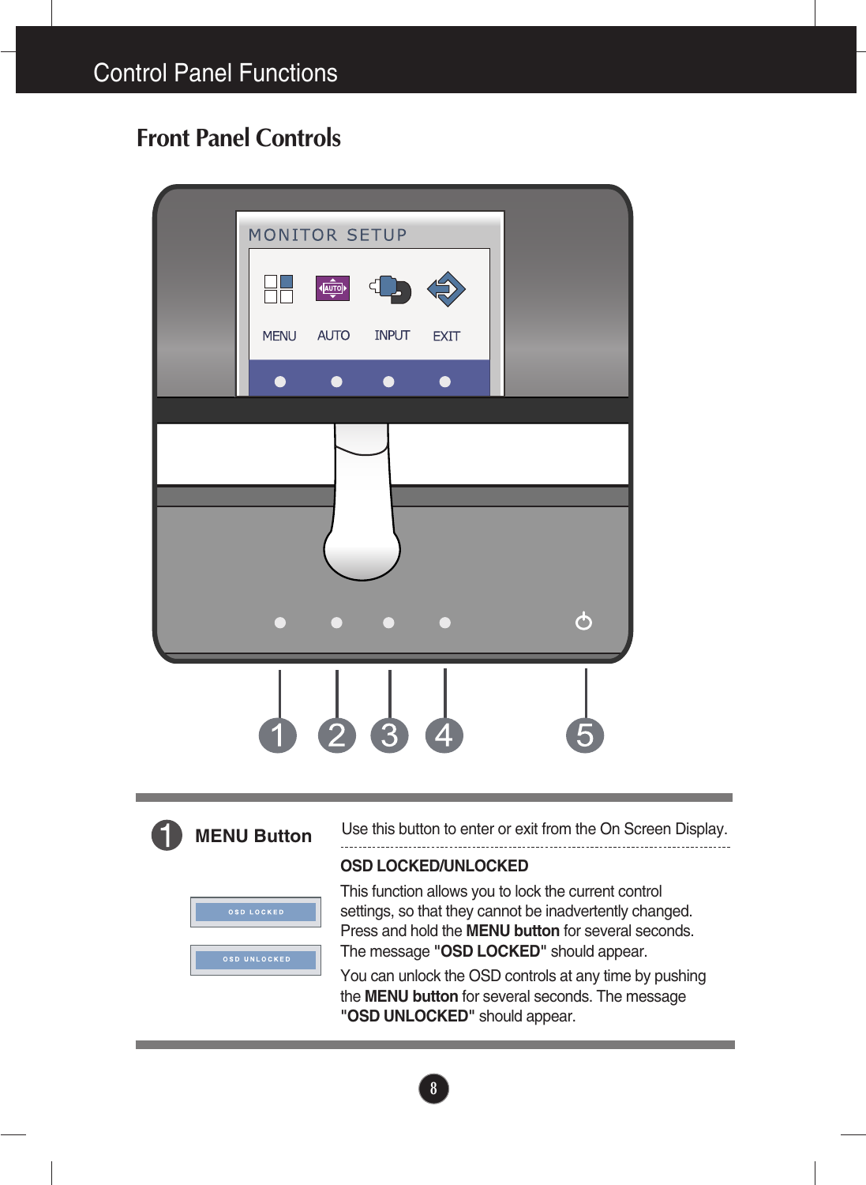# Control Panel Functions

## Front Panel Controls

| | | |
|---|---|---|
| **1 MENU Button** | Use this button to enter or exit from the On Screen Display. | |

**OSD LOCKED/UNLOCKED**

This function allows you to lock the current control settings, so that they cannot be inadvertently changed. Press and hold the **MENU button** for several seconds. The message **"OSD LOCKED"** should appear.

You can unlock the OSD controls at any time by pushing the **MENU button** for several seconds. The message **"OSD UNLOCKED"** should appear.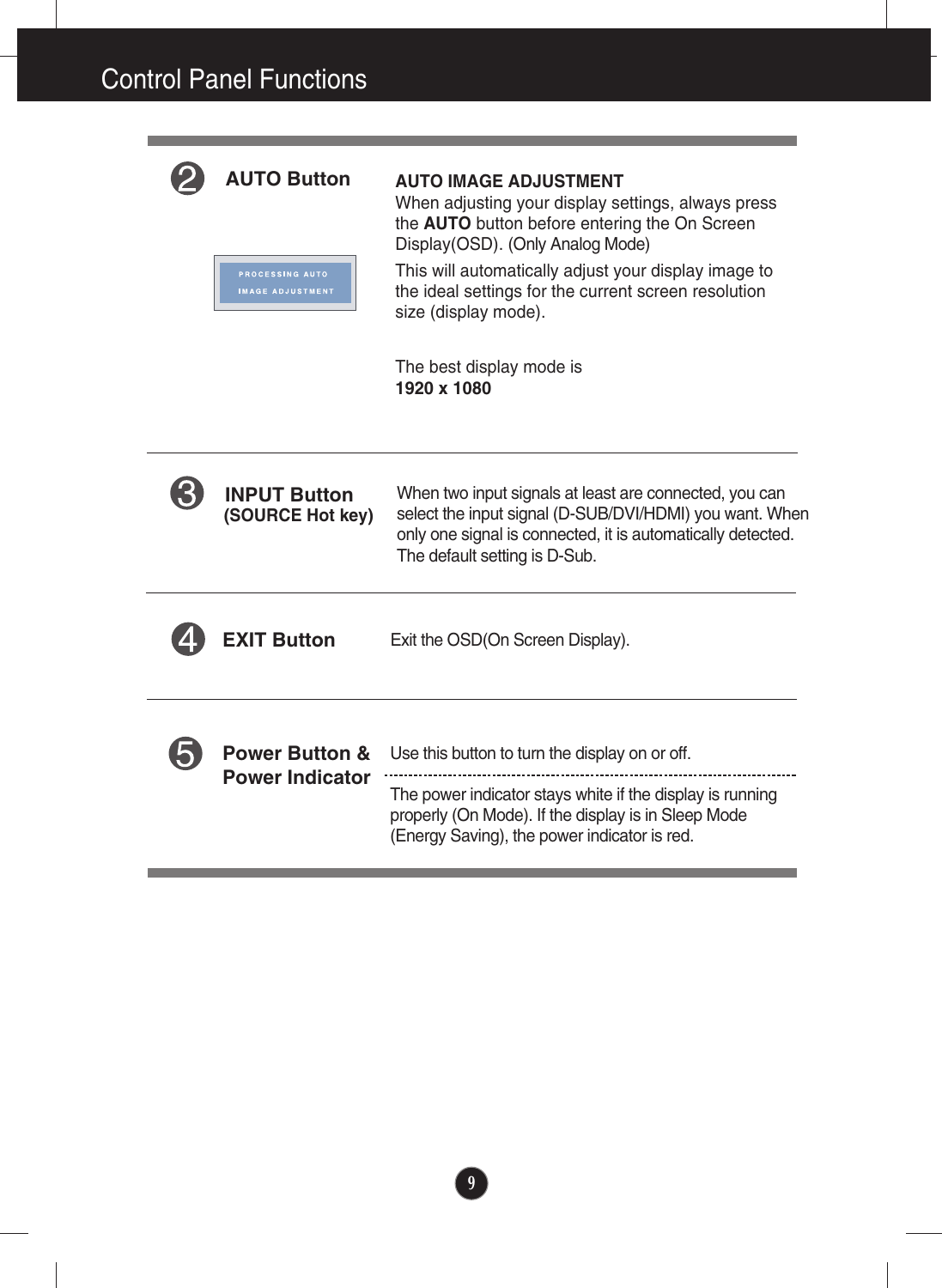# Control Panel Functions

## ② AUTO Button

**AUTO IMAGE ADJUSTMENT**

When adjusting your display settings, always press the **AUTO** button before entering the On Screen Display(OSD). (Only Analog Mode)

PROCESSING AUTO IMAGE ADJUSTMENT

This will automatically adjust your display image to the ideal settings for the current screen resolution size (display mode).

The best display mode is
**1920 x 1080**

## ③ INPUT Button (SOURCE Hot key)

When two input signals at least are connected, you can select the input signal (D-SUB/DVI/HDMI) you want. When only one signal is connected, it is automatically detected. The default setting is D-Sub.

## ④ EXIT Button

Exit the OSD(On Screen Display).

## ⑤ Power Button & Power Indicator

Use this button to turn the display on or off.

The power indicator stays white if the display is running properly (On Mode). If the display is in Sleep Mode (Energy Saving), the power indicator is red.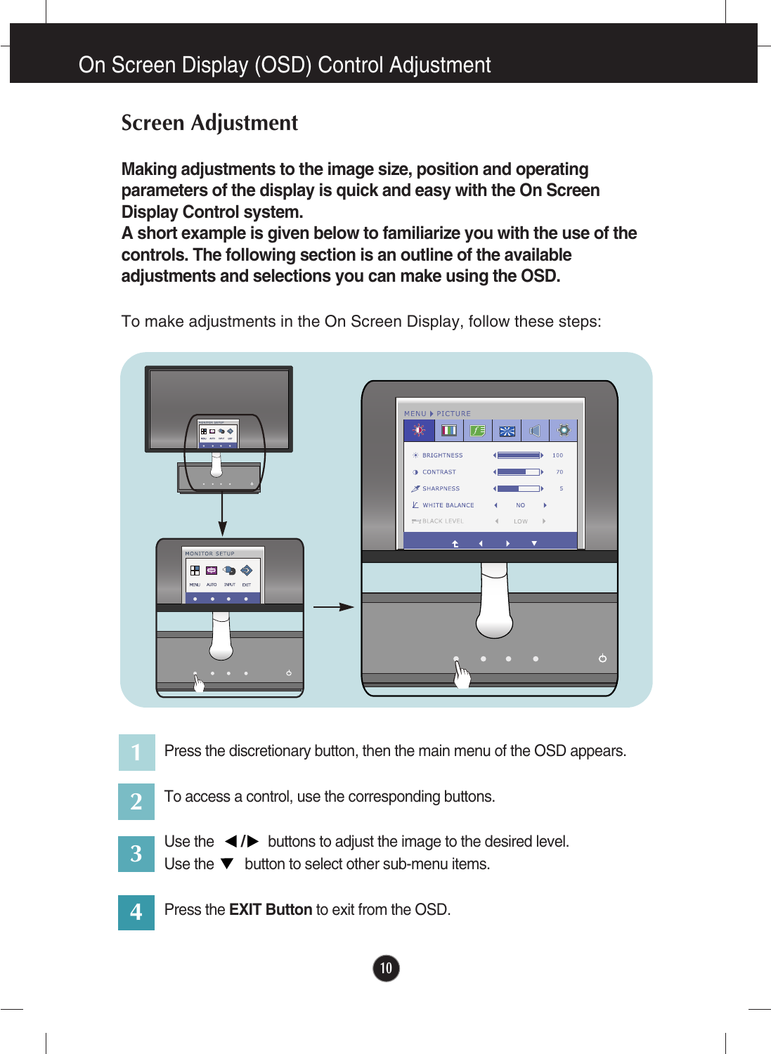# On Screen Display (OSD) Control Adjustment

## Screen Adjustment

**Making adjustments to the image size, position and operating parameters of the display is quick and easy with the On Screen Display Control system.**
**A short example is given below to familiarize you with the use of the controls. The following section is an outline of the available adjustments and selections you can make using the OSD.**

To make adjustments in the On Screen Display, follow these steps:

1. Press the discretionary button, then the main menu of the OSD appears.
2. To access a control, use the corresponding buttons.
3. Use the ◀/▶ buttons to adjust the image to the desired level.
   Use the ▼ button to select other sub-menu items.
4. Press the **EXIT Button** to exit from the OSD.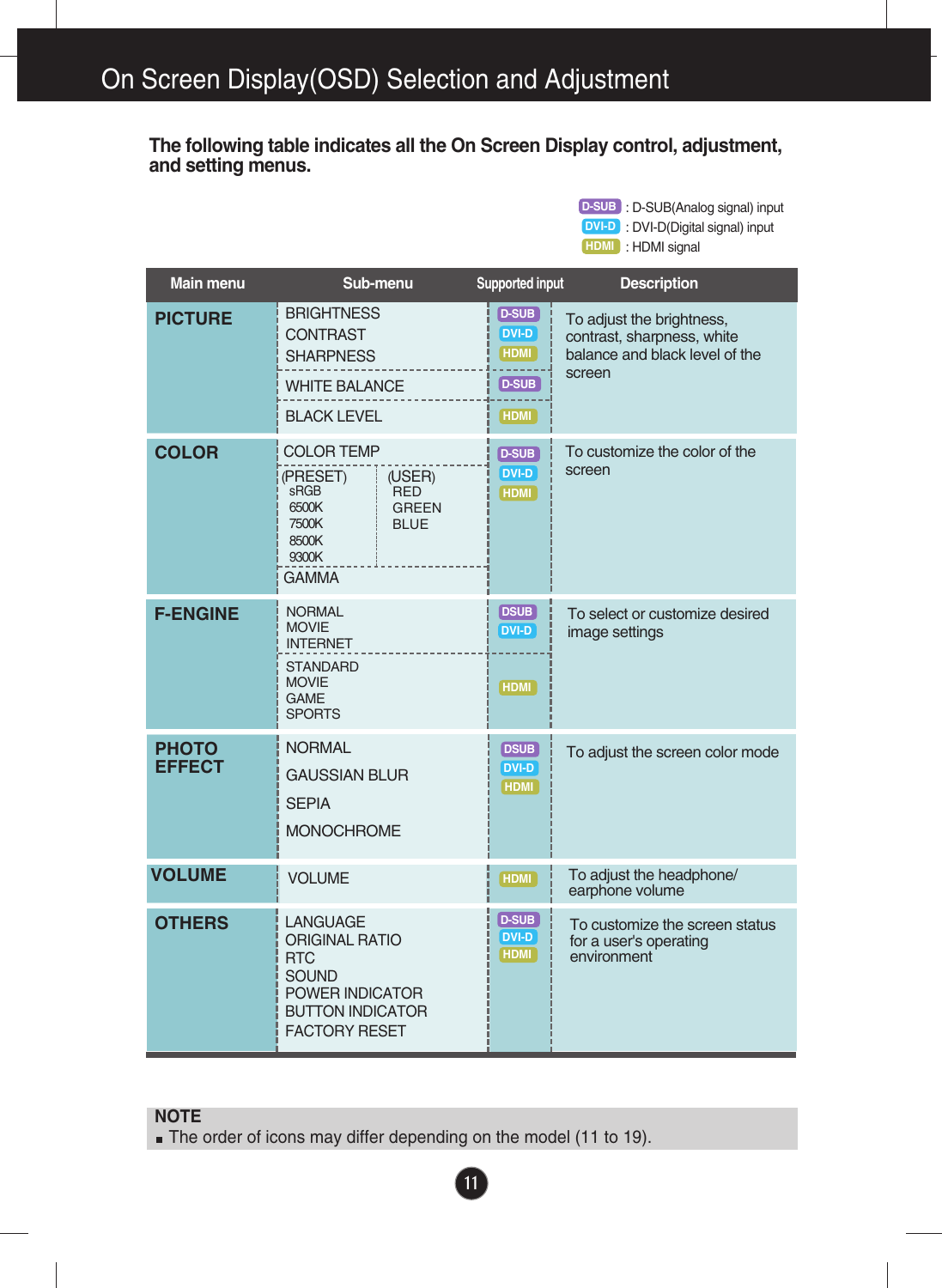# On Screen Display(OSD) Selection and Adjustment

**The following table indicates all the On Screen Display control, adjustment, and setting menus.**

D-SUB : D-SUB(Analog signal) input
DVI-D : DVI-D(Digital signal) input
HDMI : HDMI signal

| Main menu | Sub-menu | Supported input | Description |
|---|---|---|---|
| **PICTURE** | BRIGHTNESS<br>CONTRAST<br>SHARPNESS | D-SUB<br>DVI-D<br>HDMI | To adjust the brightness, contrast, sharpness, white balance and black level of the screen |
| | WHITE BALANCE | D-SUB | |
| | BLACK LEVEL | HDMI | |
| **COLOR** | COLOR TEMP<br>(PRESET): sRGB, 6500K, 7500K, 8500K, 9300K<br>(USER): RED, GREEN, BLUE<br>GAMMA | D-SUB<br>DVI-D<br>HDMI | To customize the color of the screen |
| **F-ENGINE** | NORMAL<br>MOVIE<br>INTERNET | DSUB<br>DVI-D | To select or customize desired image settings |
| | STANDARD<br>MOVIE<br>GAME<br>SPORTS | HDMI | |
| **PHOTO EFFECT** | NORMAL<br>GAUSSIAN BLUR<br>SEPIA<br>MONOCHROME | DSUB<br>DVI-D<br>HDMI | To adjust the screen color mode |
| **VOLUME** | VOLUME | HDMI | To adjust the headphone/ earphone volume |
| **OTHERS** | LANGUAGE<br>ORIGINAL RATIO<br>RTC<br>SOUND<br>POWER INDICATOR<br>BUTTON INDICATOR<br>FACTORY RESET | D-SUB<br>DVI-D<br>HDMI | To customize the screen status for a user's operating environment |

**NOTE**

- The order of icons may differ depending on the model (11 to 19).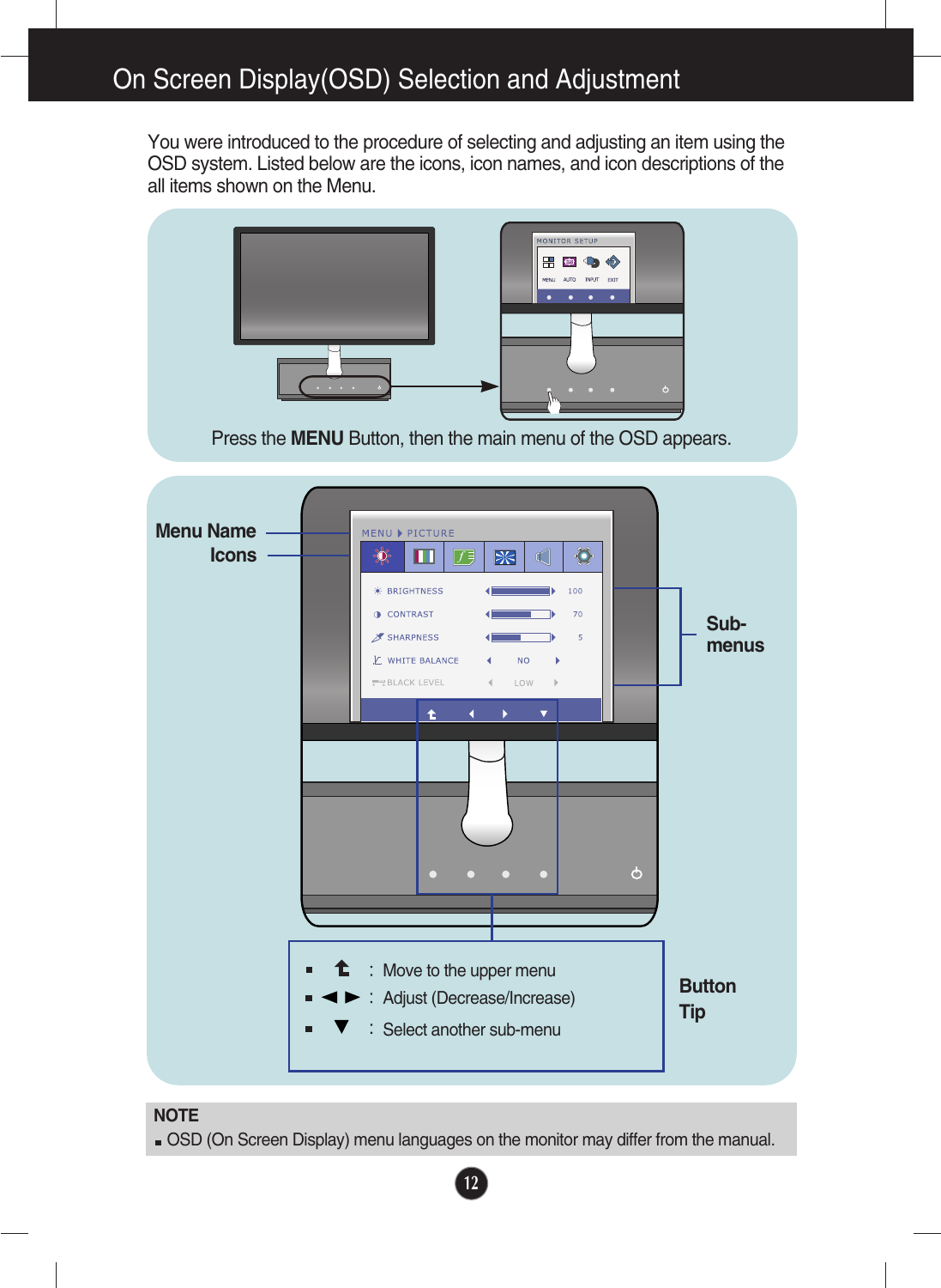# On Screen Display(OSD) Selection and Adjustment

You were introduced to the procedure of selecting and adjusting an item using the OSD system. Listed below are the icons, icon names, and icon descriptions of the all items shown on the Menu.

Press the **MENU** Button, then the main menu of the OSD appears.

**Menu Name**

**Icons**

**Sub-menus**

**Button Tip**

- ⮤ : Move to the upper menu
- ◄ ► : Adjust (Decrease/Increase)
- ▼ : Select another sub-menu

**NOTE**

- OSD (On Screen Display) menu languages on the monitor may differ from the manual.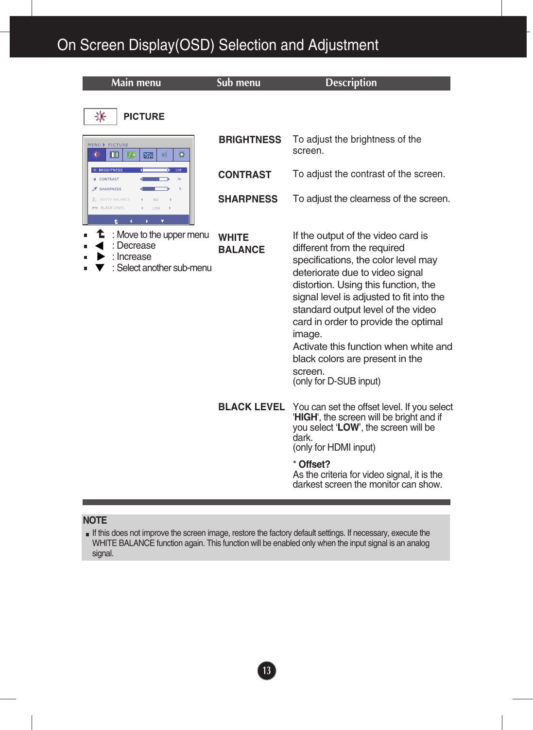# On Screen Display(OSD) Selection and Adjustment

| Main menu | Sub menu | Description |
|---|---|---|

**PICTURE**

- : Move to the upper menu
- : Decrease
- : Increase
- : Select another sub-menu

| Sub menu | Description |
|---|---|
| **BRIGHTNESS** | To adjust the brightness of the screen. |
| **CONTRAST** | To adjust the contrast of the screen. |
| **SHARPNESS** | To adjust the clearness of the screen. |
| **WHITE BALANCE** | If the output of the video card is different from the required specifications, the color level may deteriorate due to video signal distortion. Using this function, the signal level is adjusted to fit into the standard output level of the video card in order to provide the optimal image. Activate this function when white and black colors are present in the screen. (only for D-SUB input) |
| **BLACK LEVEL** | You can set the offset level. If you select '**HIGH**', the screen will be bright and if you select '**LOW**', the screen will be dark. (only for HDMI input) * **Offset?** As the criteria for video signal, it is the darkest screen the monitor can show. |

**NOTE**

- If this does not improve the screen image, restore the factory default settings. If necessary, execute the WHITE BALANCE function again. This function will be enabled only when the input signal is an analog signal.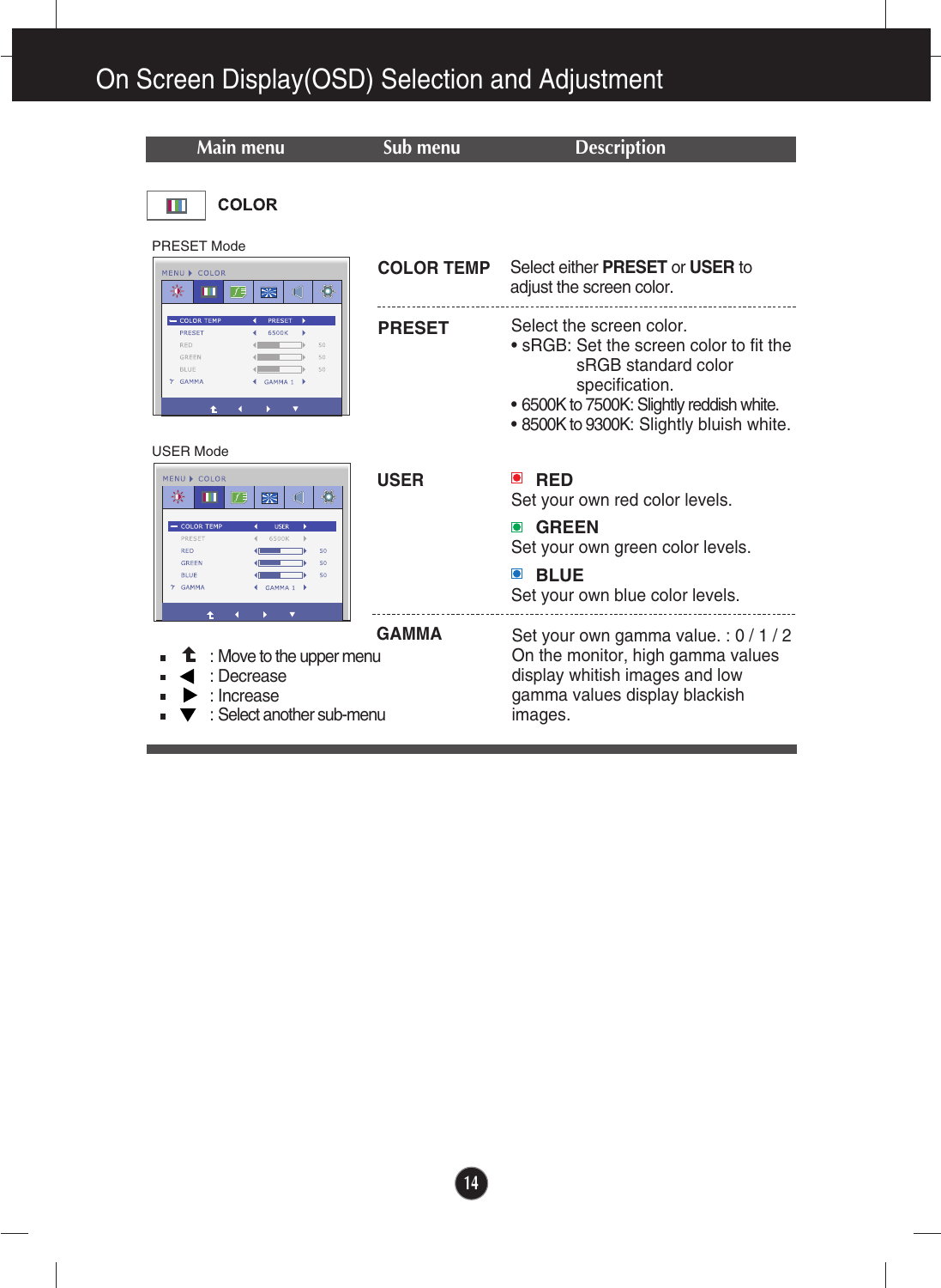# On Screen Display(OSD) Selection and Adjustment

| Main menu | Sub menu | Description |
|---|---|---|

## COLOR

PRESET Mode

USER Mode

| Sub menu | Description |
|---|---|
| **COLOR TEMP** | Select either **PRESET** or **USER** to adjust the screen color. |
| **PRESET** | Select the screen color.<br>• sRGB: Set the screen color to fit the sRGB standard color specification.<br>• 6500K to 7500K: Slightly reddish white.<br>• 8500K to 9300K: Slightly bluish white. |
| **USER** | **RED**<br>Set your own red color levels.<br>**GREEN**<br>Set your own green color levels.<br>**BLUE**<br>Set your own blue color levels. |
| **GAMMA** | Set your own gamma value. : 0 / 1 / 2<br>On the monitor, high gamma values display whitish images and low gamma values display blackish images. |

- ⮤ : Move to the upper menu
- ◀ : Decrease
- ▶ : Increase
- ▼ : Select another sub-menu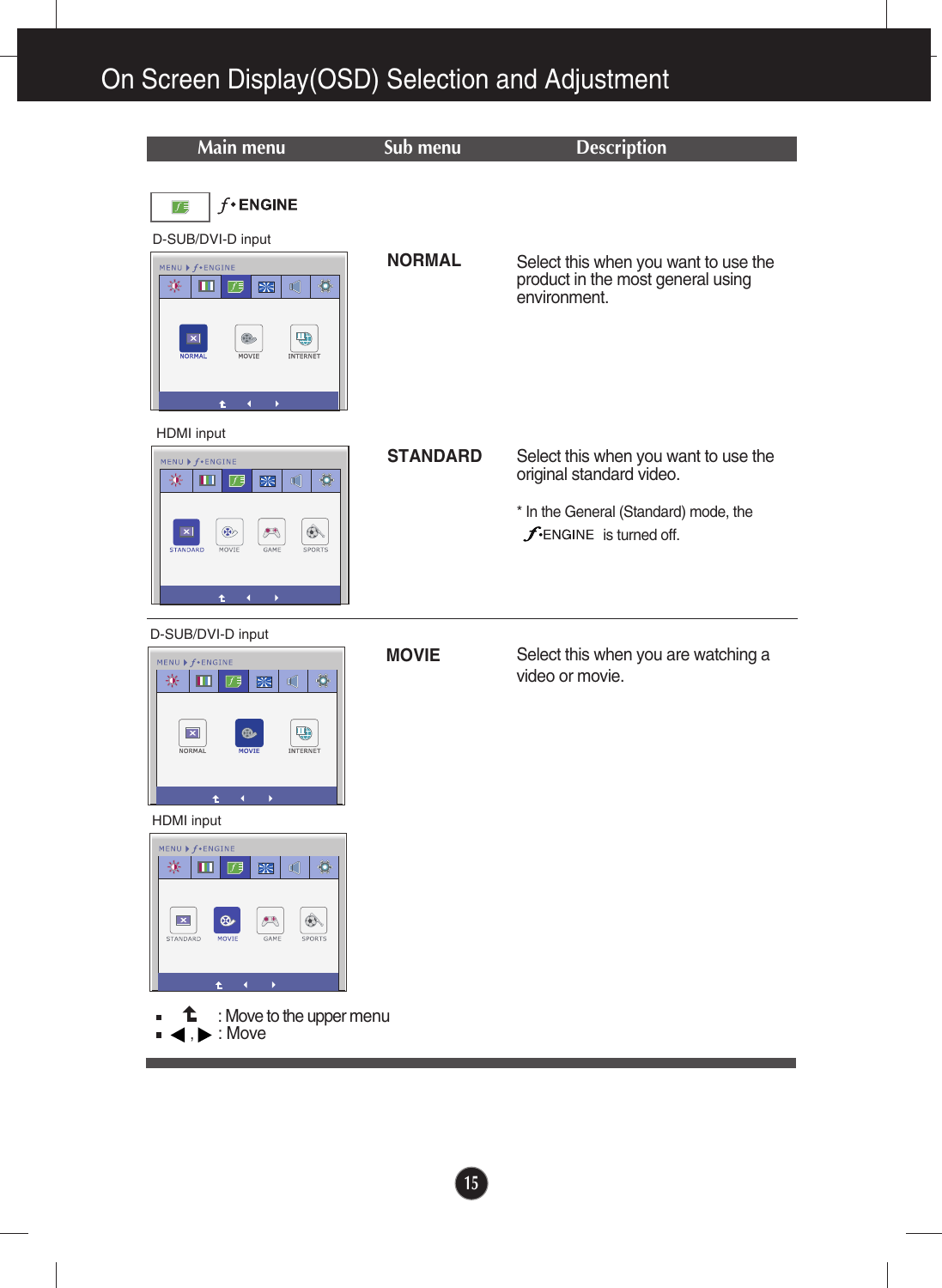# On Screen Display(OSD) Selection and Adjustment

| Main menu | Sub menu | Description |
|---|---|---|
| *f*•ENGINE | | |
| D-SUB/DVI-D input | NORMAL | Select this when you want to use the product in the most general using environment. |
| HDMI input | STANDARD | Select this when you want to use the original standard video.<br><br>* In the General (Standard) mode, the *f*•ENGINE is turned off. |
| D-SUB/DVI-D input<br><br>HDMI input | MOVIE | Select this when you are watching a video or movie. |

- ⮤ : Move to the upper menu
- ◀ , ▶ : Move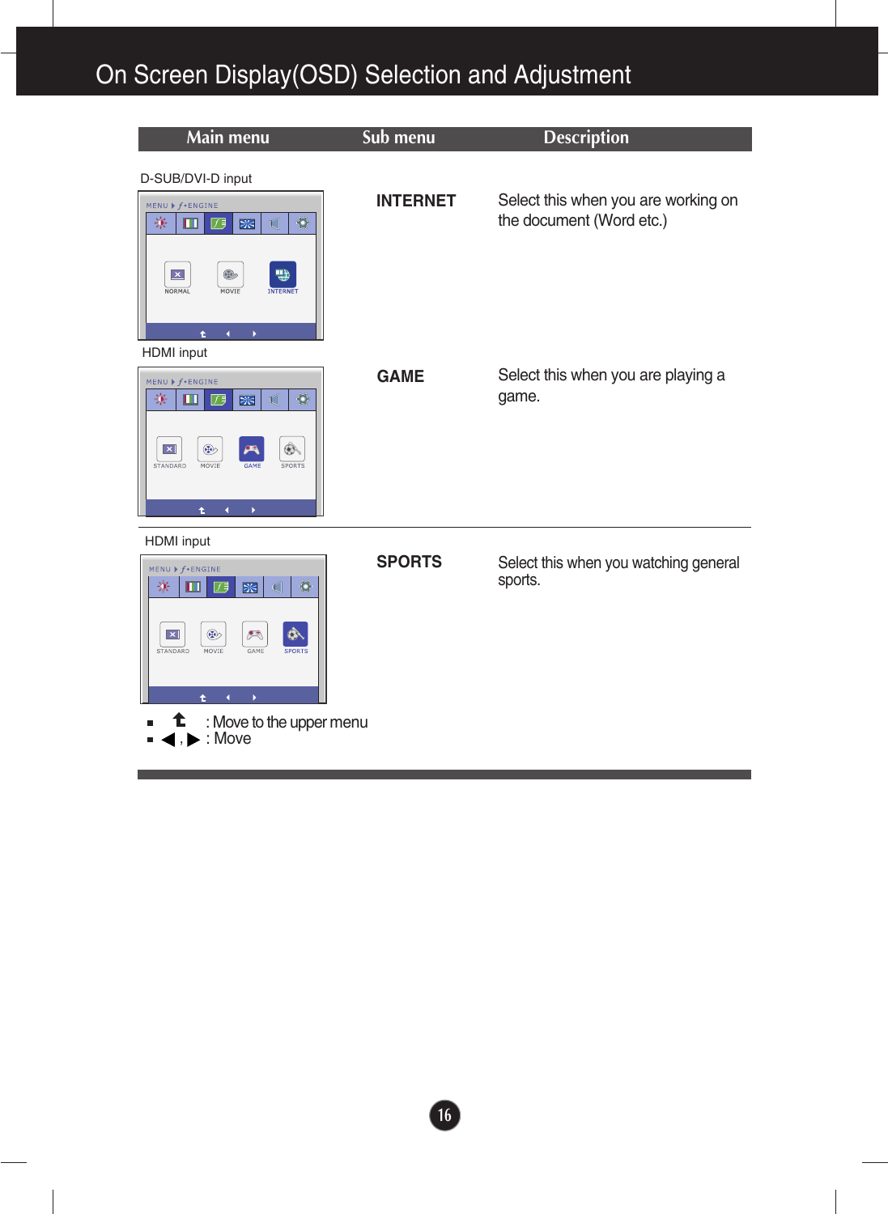# On Screen Display(OSD) Selection and Adjustment

| Main menu | Sub menu | Description |
| --- | --- | --- |
| D-SUB/DVI-D input | INTERNET | Select this when you are working on the document (Word etc.) |
| HDMI input | GAME | Select this when you are playing a game. |
| HDMI input | SPORTS | Select this when you watching general sports. |

- : Move to the upper menu
- ◀ , ▶ : Move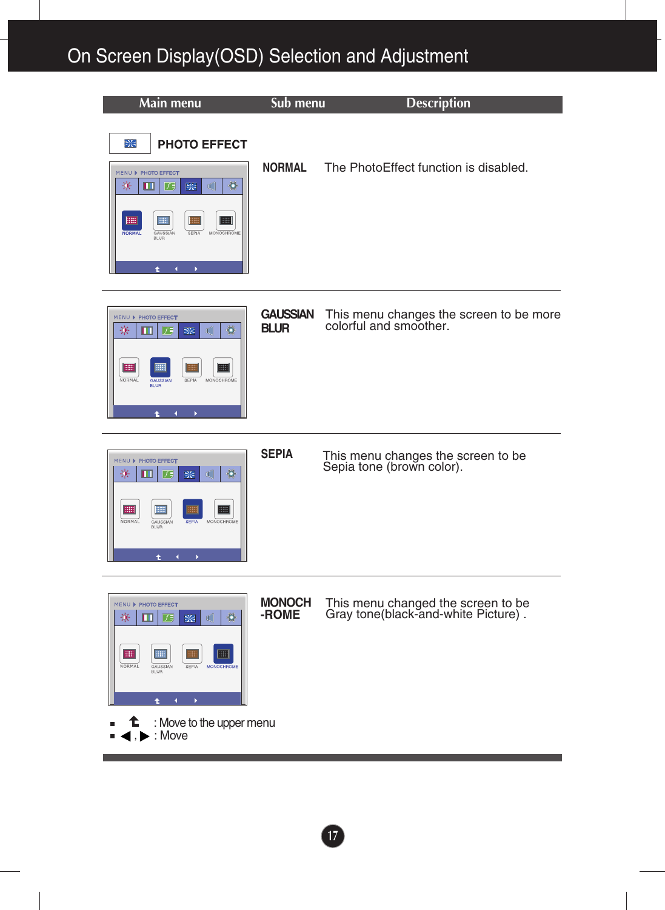# On Screen Display(OSD) Selection and Adjustment

| Main menu | Sub menu | Description |
|---|---|---|
| PHOTO EFFECT | NORMAL | The PhotoEffect function is disabled. |
| | GAUSSIAN BLUR | This menu changes the screen to be more colorful and smoother. |
| | SEPIA | This menu changes the screen to be Sepia tone (brown color). |
| | MONOCH-ROME | This menu changed the screen to be Gray tone(black-and-white Picture) . |

- ⮤ : Move to the upper menu
- ◀ , ▶ : Move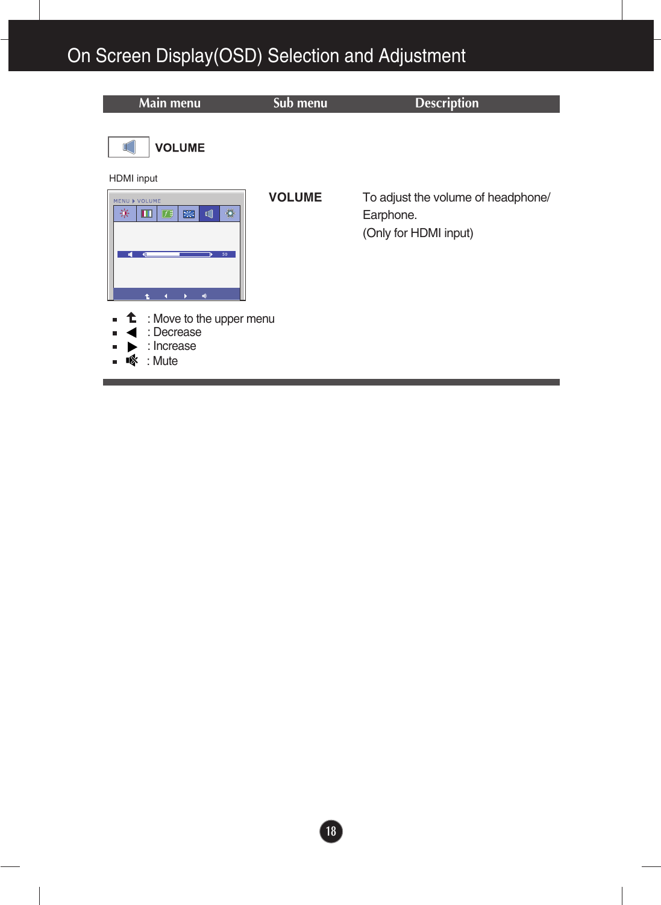# On Screen Display(OSD) Selection and Adjustment

| Main menu | Sub menu | Description |
|---|---|---|
| **VOLUME** | | |
| HDMI input | **VOLUME** | To adjust the volume of headphone/ Earphone. (Only for HDMI input) |

- : Move to the upper menu
- : Decrease
- : Increase
- : Mute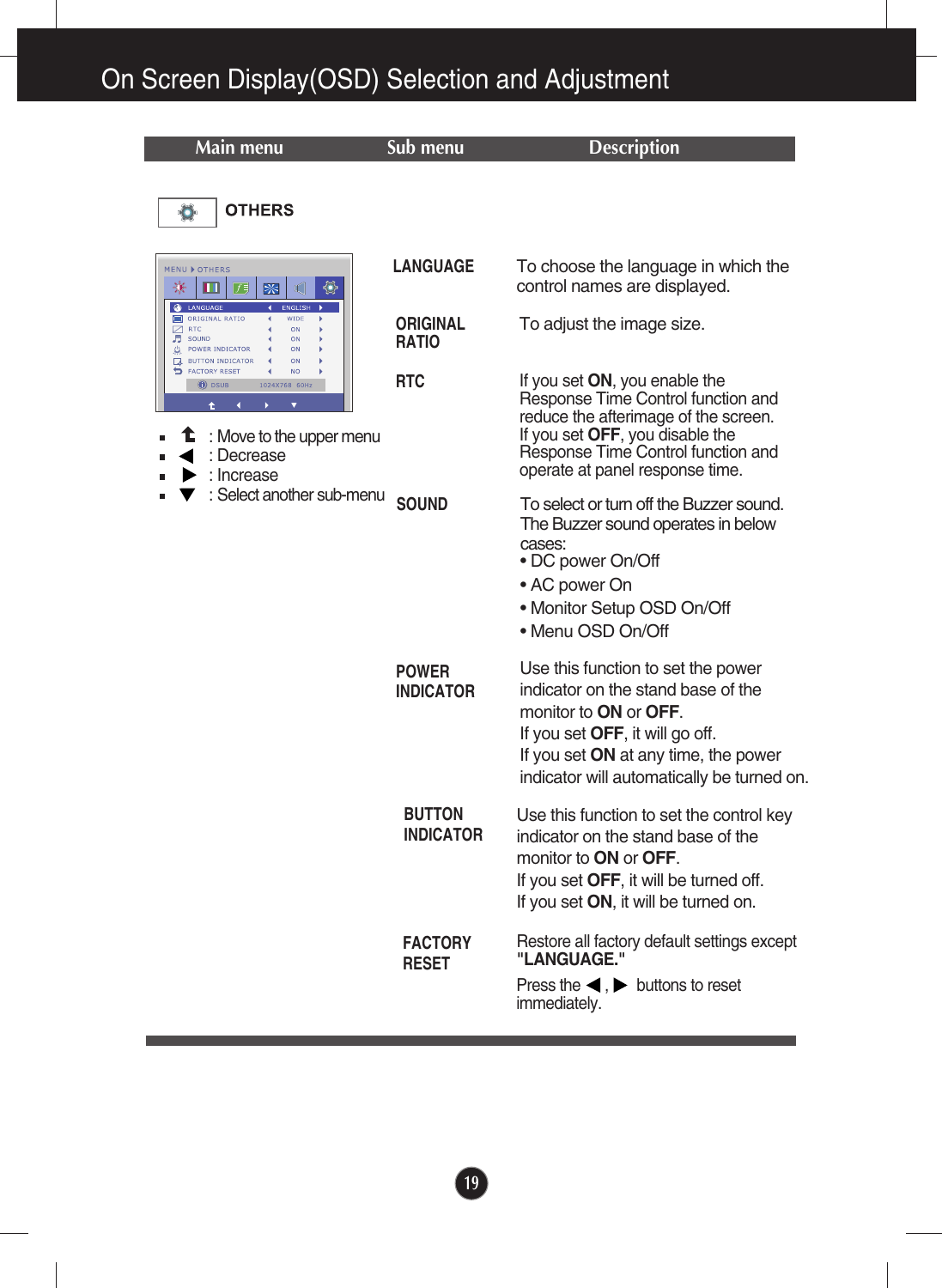# On Screen Display(OSD) Selection and Adjustment

| Main menu | Sub menu | Description |
|---|---|---|
| **OTHERS** | | |
| | LANGUAGE | To choose the language in which the control names are displayed. |
| | ORIGINAL RATIO | To adjust the image size. |
| | RTC | If you set **ON**, you enable the Response Time Control function and reduce the afterimage of the screen. If you set **OFF**, you disable the Response Time Control function and operate at panel response time. |
| | SOUND | To select or turn off the Buzzer sound. The Buzzer sound operates in below cases: • DC power On/Off • AC power On • Monitor Setup OSD On/Off • Menu OSD On/Off |
| | POWER INDICATOR | Use this function to set the power indicator on the stand base of the monitor to **ON** or **OFF**. If you set **OFF**, it will go off. If you set **ON** at any time, the power indicator will automatically be turned on. |
| | BUTTON INDICATOR | Use this function to set the control key indicator on the stand base of the monitor to **ON** or **OFF**. If you set **OFF**, it will be turned off. If you set **ON**, it will be turned on. |
| | FACTORY RESET | Restore all factory default settings except **"LANGUAGE."** Press the ◀ , ▶ buttons to reset immediately. |

- ⮥ : Move to the upper menu
- ◀ : Decrease
- ▶ : Increase
- ▼ : Select another sub-menu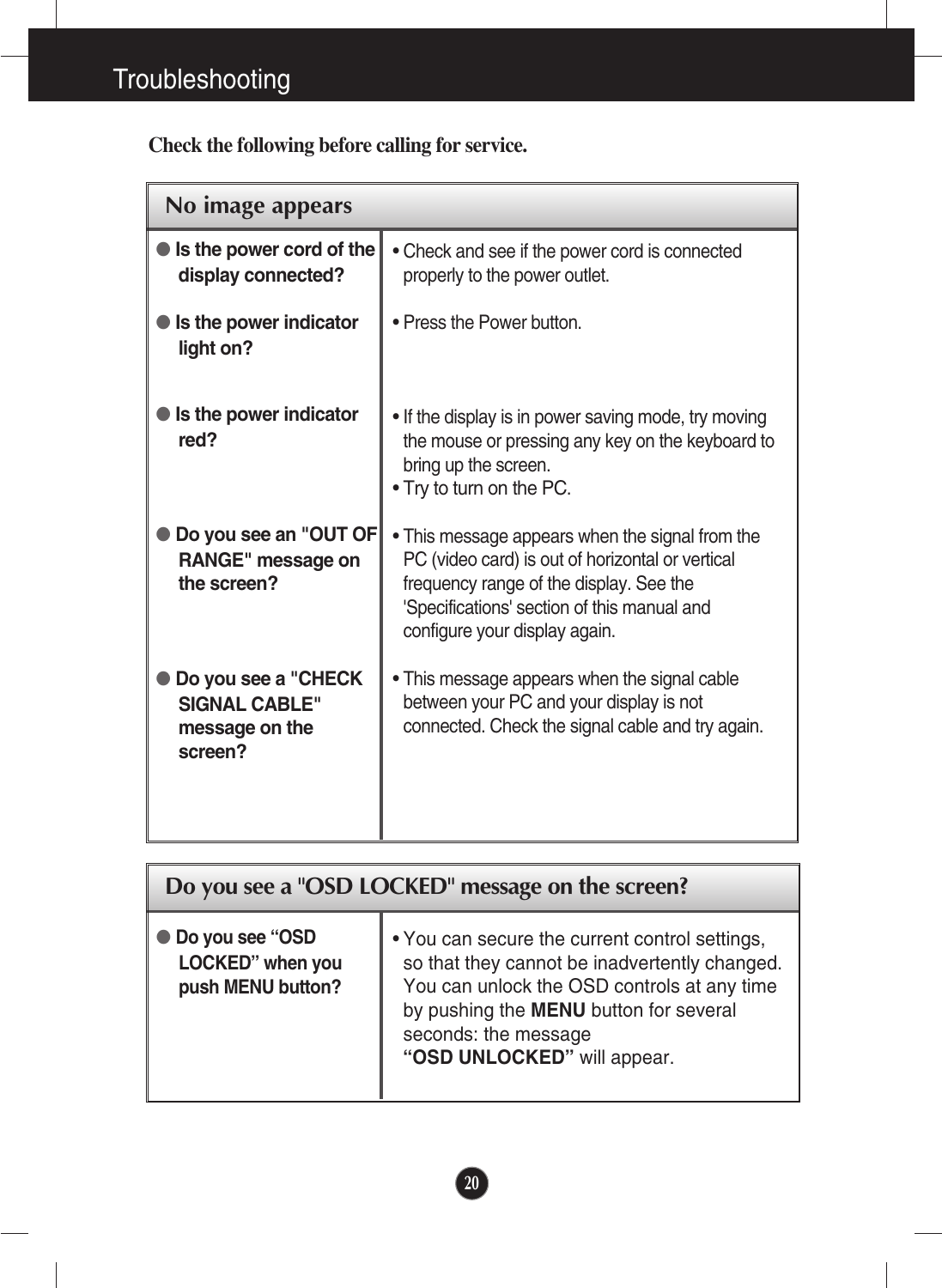# Troubleshooting

**Check the following before calling for service.**

| No image appears | |
|---|---|
| ● **Is the power cord of the display connected?** | • Check and see if the power cord is connected properly to the power outlet. |
| ● **Is the power indicator light on?** | • Press the Power button. |
| ● **Is the power indicator red?** | • If the display is in power saving mode, try moving the mouse or pressing any key on the keyboard to bring up the screen.<br>• Try to turn on the PC. |
| ● **Do you see an "OUT OF RANGE" message on the screen?** | • This message appears when the signal from the PC (video card) is out of horizontal or vertical frequency range of the display. See the 'Specifications' section of this manual and configure your display again. |
| ● **Do you see a "CHECK SIGNAL CABLE" message on the screen?** | • This message appears when the signal cable between your PC and your display is not connected. Check the signal cable and try again. |

| Do you see a "OSD LOCKED" message on the screen? | |
|---|---|
| ● **Do you see "OSD LOCKED" when you push MENU button?** | • You can secure the current control settings, so that they cannot be inadvertently changed. You can unlock the OSD controls at any time by pushing the **MENU** button for several seconds: the message **"OSD UNLOCKED"** will appear. |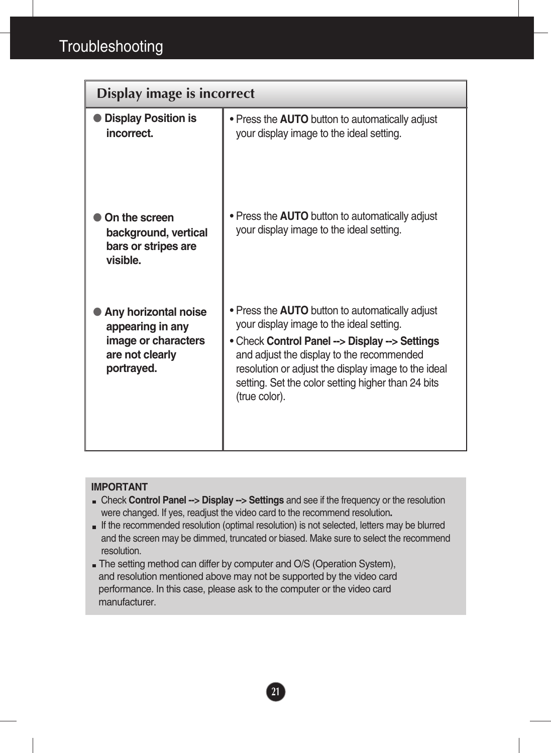# Troubleshooting

| Display image is incorrect | |
|---|---|
| **Display Position is incorrect.** | • Press the **AUTO** button to automatically adjust your display image to the ideal setting. |
| **On the screen background, vertical bars or stripes are visible.** | • Press the **AUTO** button to automatically adjust your display image to the ideal setting. |
| **Any horizontal noise appearing in any image or characters are not clearly portrayed.** | • Press the **AUTO** button to automatically adjust your display image to the ideal setting.<br>• Check **Control Panel --> Display --> Settings** and adjust the display to the recommended resolution or adjust the display image to the ideal setting. Set the color setting higher than 24 bits (true color). |

**IMPORTANT**

- Check **Control Panel --> Display --> Settings** and see if the frequency or the resolution were changed. If yes, readjust the video card to the recommend resolution**.**
- If the recommended resolution (optimal resolution) is not selected, letters may be blurred and the screen may be dimmed, truncated or biased. Make sure to select the recommend resolution.
- The setting method can differ by computer and O/S (Operation System), and resolution mentioned above may not be supported by the video card performance. In this case, please ask to the computer or the video card manufacturer.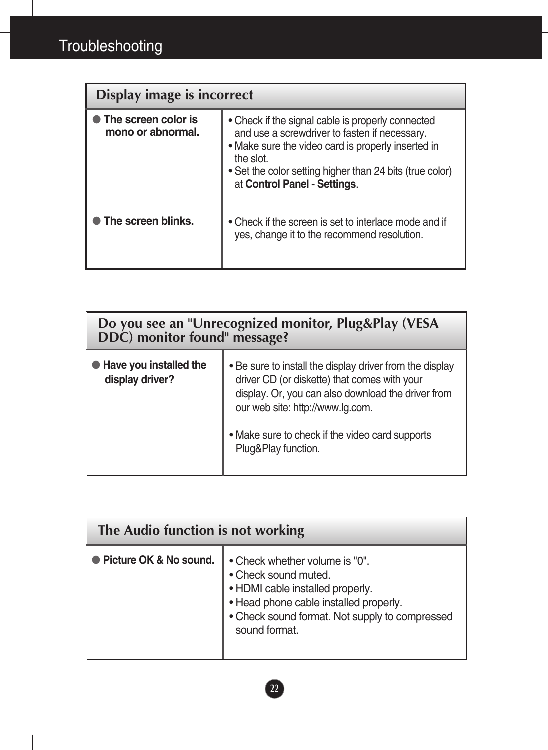# Troubleshooting

| Display image is incorrect | |
|---|---|
| **The screen color is mono or abnormal.** | • Check if the signal cable is properly connected and use a screwdriver to fasten if necessary.<br>• Make sure the video card is properly inserted in the slot.<br>• Set the color setting higher than 24 bits (true color) at **Control Panel - Settings**. |
| **The screen blinks.** | • Check if the screen is set to interlace mode and if yes, change it to the recommend resolution. |

| Do you see an "Unrecognized monitor, Plug&Play (VESA DDC) monitor found" message? | |
|---|---|
| **Have you installed the display driver?** | • Be sure to install the display driver from the display driver CD (or diskette) that comes with your display. Or, you can also download the driver from our web site: http://www.lg.com.<br><br>• Make sure to check if the video card supports Plug&Play function. |

| The Audio function is not working | |
|---|---|
| **Picture OK & No sound.** | • Check whether volume is "0".<br>• Check sound muted.<br>• HDMI cable installed properly.<br>• Head phone cable installed properly.<br>• Check sound format. Not supply to compressed sound format. |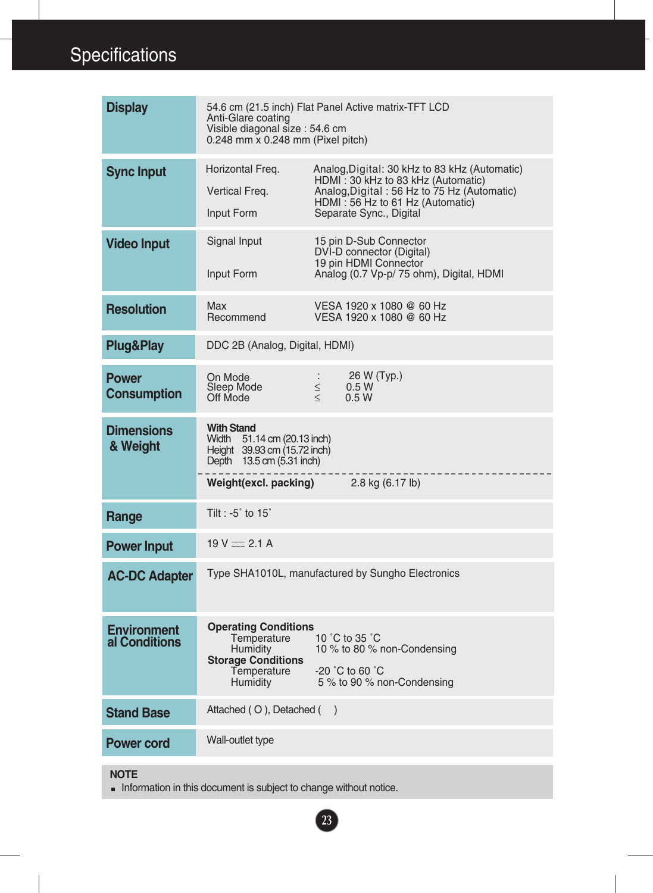# Specifications

| | | |
|---|---|---|
| **Display** | 54.6 cm (21.5 inch) Flat Panel Active matrix-TFT LCD<br>Anti-Glare coating<br>Visible diagonal size : 54.6 cm<br>0.248 mm x 0.248 mm (Pixel pitch) | |
| **Sync Input** | Horizontal Freq. | Analog,Digital: 30 kHz to 83 kHz (Automatic)<br>HDMI : 30 kHz to 83 kHz (Automatic) |
| | Vertical Freq. | Analog,Digital : 56 Hz to 75 Hz (Automatic)<br>HDMI : 56 Hz to 61 Hz (Automatic) |
| | Input Form | Separate Sync., Digital |
| **Video Input** | Signal Input | 15 pin D-Sub Connector<br>DVI-D connector (Digital)<br>19 pin HDMI Connector |
| | Input Form | Analog (0.7 Vp-p/ 75 ohm), Digital, HDMI |
| **Resolution** | Max | VESA 1920 x 1080 @ 60 Hz |
| | Recommend | VESA 1920 x 1080 @ 60 Hz |
| **Plug&Play** | DDC 2B (Analog, Digital, HDMI) | |
| **Power Consumption** | On Mode | : 26 W (Typ.) |
| | Sleep Mode | ≤ 0.5 W |
| | Off Mode | ≤ 0.5 W |
| **Dimensions & Weight** | **With Stand**<br>Width 51.14 cm (20.13 inch)<br>Height 39.93 cm (15.72 inch)<br>Depth 13.5 cm (5.31 inch) | |
| | **Weight(excl. packing)** | 2.8 kg (6.17 lb) |
| **Range** | Tilt : -5˚ to 15˚ | |
| **Power Input** | 19 V ⎓ 2.1 A | |
| **AC-DC Adapter** | Type SHA1010L, manufactured by Sungho Electronics | |
| **Environmental Conditions** | **Operating Conditions** | |
| | Temperature | 10 ˚C to 35 ˚C |
| | Humidity | 10 % to 80 % non-Condensing |
| | **Storage Conditions** | |
| | Temperature | -20 ˚C to 60 ˚C |
| | Humidity | 5 % to 90 % non-Condensing |
| **Stand Base** | Attached ( O ), Detached (   ) | |
| **Power cord** | Wall-outlet type | |

**NOTE**

- Information in this document is subject to change without notice.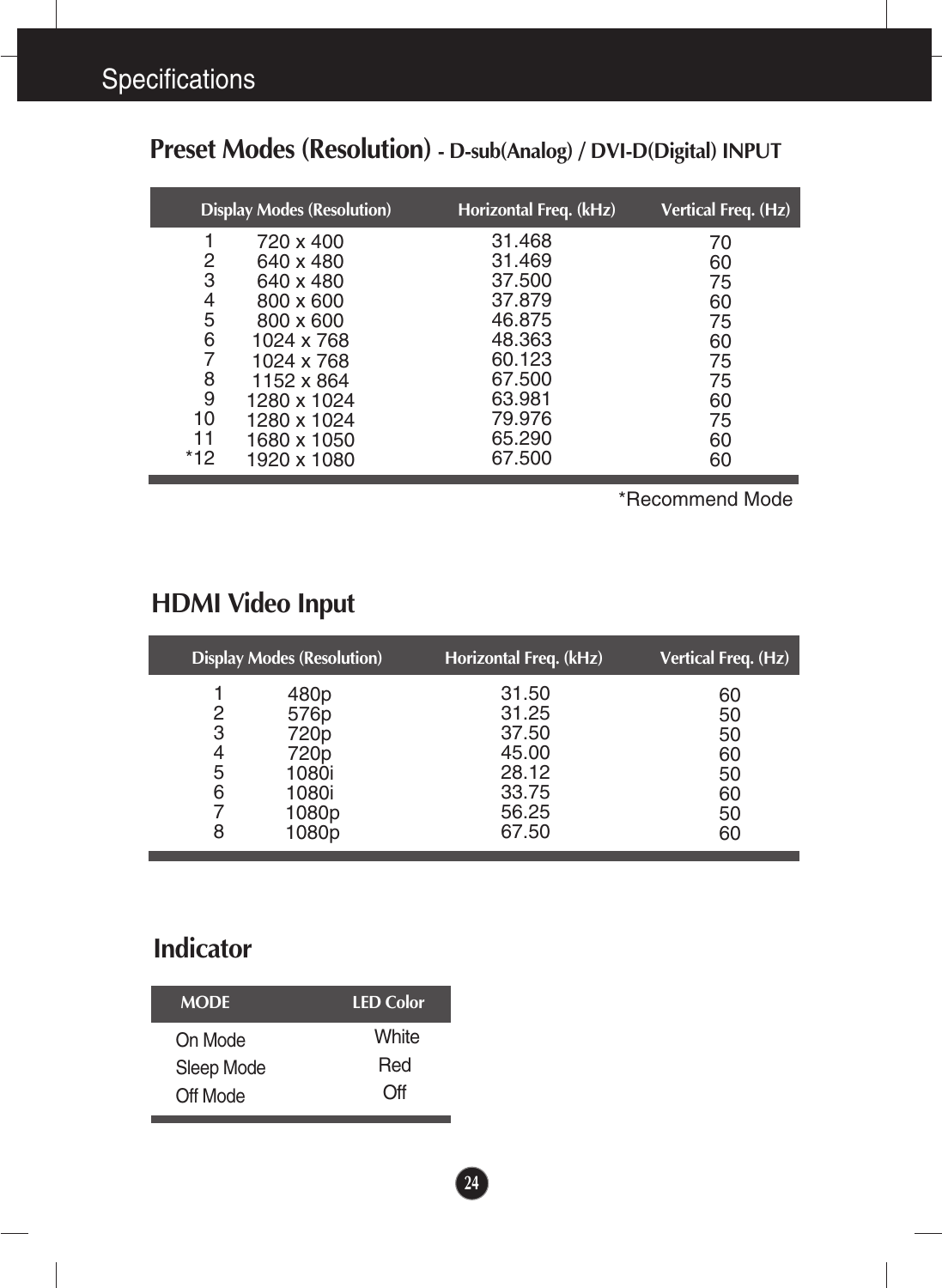# Specifications

## Preset Modes (Resolution) - D-sub(Analog) / DVI-D(Digital) INPUT

| | Display Modes (Resolution) | Horizontal Freq. (kHz) | Vertical Freq. (Hz) |
|---|---|---|---|
| 1 | 720 x 400 | 31.468 | 70 |
| 2 | 640 x 480 | 31.469 | 60 |
| 3 | 640 x 480 | 37.500 | 75 |
| 4 | 800 x 600 | 37.879 | 60 |
| 5 | 800 x 600 | 46.875 | 75 |
| 6 | 1024 x 768 | 48.363 | 60 |
| 7 | 1024 x 768 | 60.123 | 75 |
| 8 | 1152 x 864 | 67.500 | 75 |
| 9 | 1280 x 1024 | 63.981 | 60 |
| 10 | 1280 x 1024 | 79.976 | 75 |
| 11 | 1680 x 1050 | 65.290 | 60 |
| *12 | 1920 x 1080 | 67.500 | 60 |

*Recommend Mode

## HDMI Video Input

| | Display Modes (Resolution) | Horizontal Freq. (kHz) | Vertical Freq. (Hz) |
|---|---|---|---|
| 1 | 480p | 31.50 | 60 |
| 2 | 576p | 31.25 | 50 |
| 3 | 720p | 37.50 | 50 |
| 4 | 720p | 45.00 | 60 |
| 5 | 1080i | 28.12 | 50 |
| 6 | 1080i | 33.75 | 60 |
| 7 | 1080p | 56.25 | 50 |
| 8 | 1080p | 67.50 | 60 |

## Indicator

| MODE | LED Color |
|---|---|
| On Mode | White |
| Sleep Mode | Red |
| Off Mode | Off |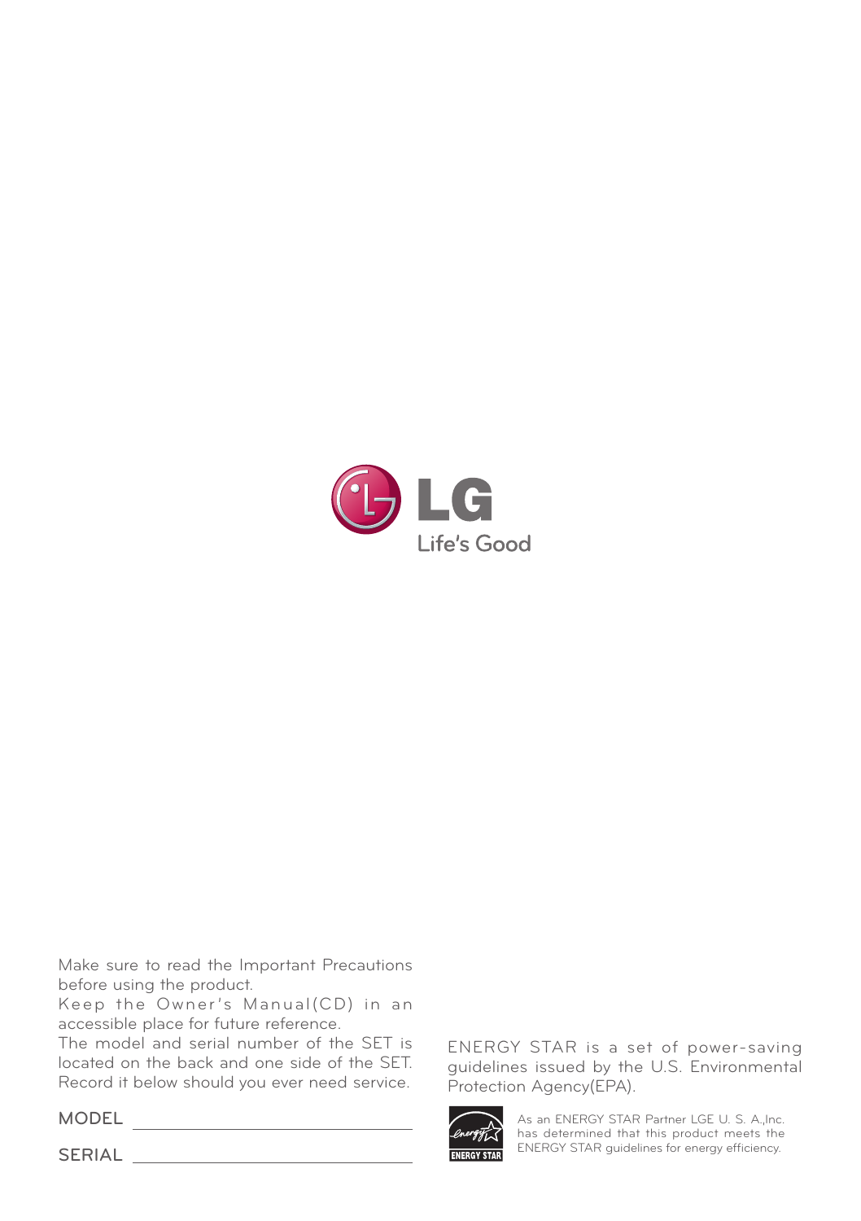LG

Life's Good

Make sure to read the Important Precautions before using the product.
Keep the Owner's Manual(CD) in an accessible place for future reference.
The model and serial number of the SET is located on the back and one side of the SET. Record it below should you ever need service.

MODEL ______________________________

SERIAL ______________________________

ENERGY STAR is a set of power-saving guidelines issued by the U.S. Environmental Protection Agency(EPA).

As an ENERGY STAR Partner LGE U. S. A.,Inc. has determined that this product meets the ENERGY STAR guidelines for energy efficiency.